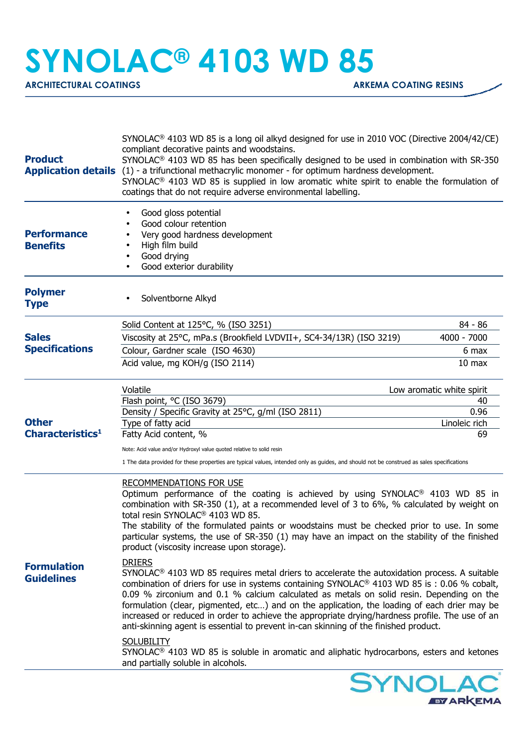# SYNOLAC® 4103 WD 85

**ARCHITECTURAL COATINGS** — **ARKEMA COATING RESINS**

## Product Application details

SYNOLAC® 4103 WD 85 is a long oil alkyd designed for use in 2010 VOC (Directive 2004/42/CE) compliant decorative paints and woodstains.
SYNOLAC® 4103 WD 85 has been specifically designed to be used in combination with SR-350 (1) - a trifunctional methacrylic monomer - for optimum hardness development.
SYNOLAC® 4103 WD 85 is supplied in low aromatic white spirit to enable the formulation of coatings that do not require adverse environmental labelling.

## Performance Benefits

- Good gloss potential
- Good colour retention
- Very good hardness development
- High film build
- Good drying
- Good exterior durability

## Polymer Type

- Solventborne Alkyd

## Sales Specifications

| Property | Value |
|---|---|
| Solid Content at 125°C, % (ISO 3251) | 84 - 86 |
| Viscosity at 25°C, mPa.s (Brookfield LVDVII+, SC4-34/13R) (ISO 3219) | 4000 - 7000 |
| Colour, Gardner scale (ISO 4630) | 6 max |
| Acid value, mg KOH/g (ISO 2114) | 10 max |

## Other Characteristics[1]

| Property | Value |
|---|---|
| Volatile | Low aromatic white spirit |
| Flash point, °C (ISO 3679) | 40 |
| Density / Specific Gravity at 25°C, g/ml (ISO 2811) | 0.96 |
| Type of fatty acid | Linoleic rich |
| Fatty Acid content, % | 69 |

Note: Acid value and/or Hydroxyl value quoted relative to solid resin

1 The data provided for these properties are typical values, intended only as guides, and should not be construed as sales specifications

## Formulation Guidelines

RECOMMENDATIONS FOR USE

Optimum performance of the coating is achieved by using SYNOLAC® 4103 WD 85 in combination with SR-350 (1), at a recommended level of 3 to 6%, % calculated by weight on total resin SYNOLAC® 4103 WD 85.
The stability of the formulated paints or woodstains must be checked prior to use. In some particular systems, the use of SR-350 (1) may have an impact on the stability of the finished product (viscosity increase upon storage).

DRIERS

SYNOLAC® 4103 WD 85 requires metal driers to accelerate the autoxidation process. A suitable combination of driers for use in systems containing SYNOLAC® 4103 WD 85 is : 0.06 % cobalt, 0.09 % zirconium and 0.1 % calcium calculated as metals on solid resin. Depending on the formulation (clear, pigmented, etc…) and on the application, the loading of each drier may be increased or reduced in order to achieve the appropriate drying/hardness profile. The use of an anti-skinning agent is essential to prevent in-can skinning of the finished product.

SOLUBILITY

SYNOLAC® 4103 WD 85 is soluble in aromatic and aliphatic hydrocarbons, esters and ketones and partially soluble in alcohols.

SYNOLAC® BY ARKEMA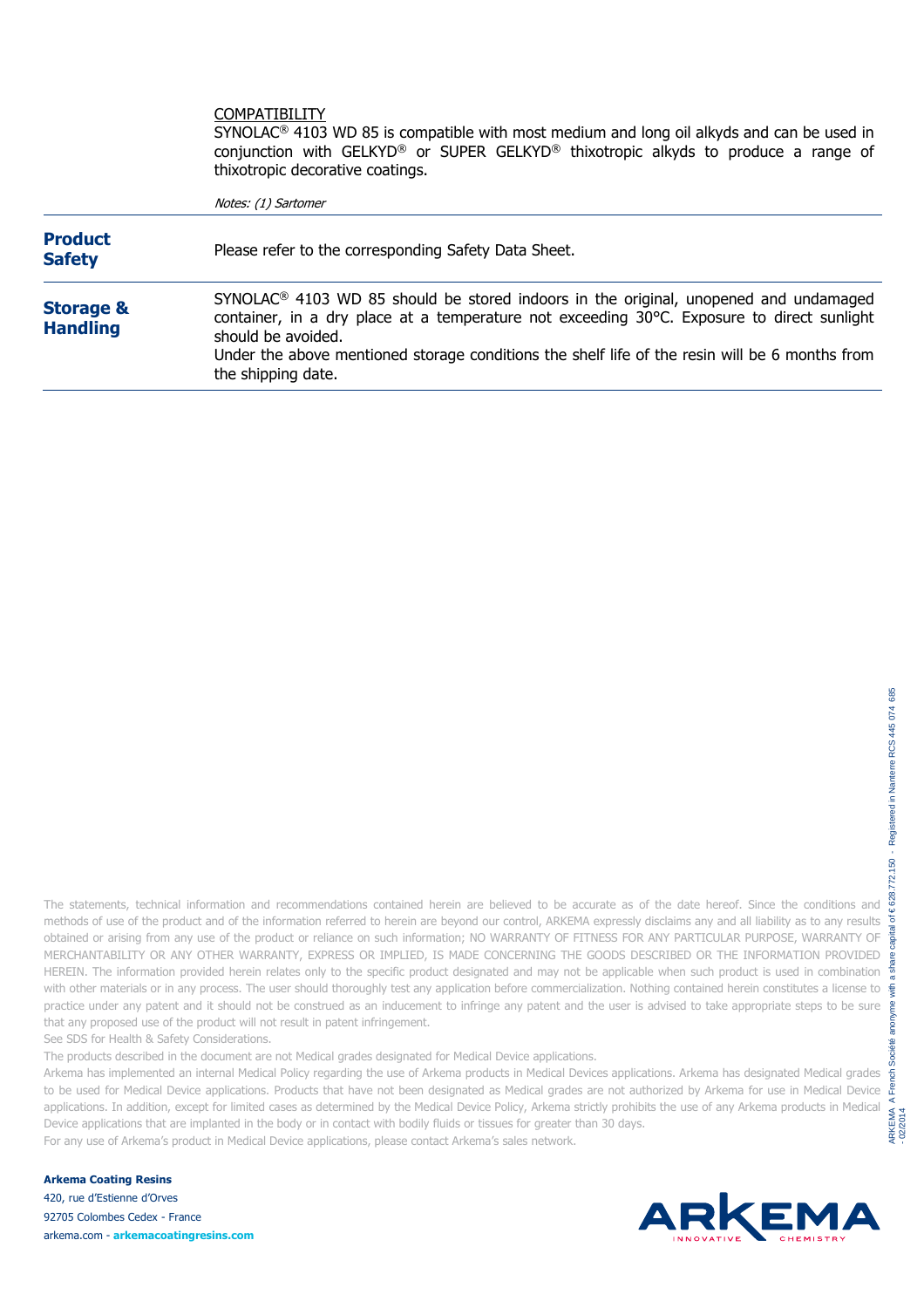COMPATIBILITY

SYNOLAC® 4103 WD 85 is compatible with most medium and long oil alkyds and can be used in conjunction with GELKYD® or SUPER GELKYD® thixotropic alkyds to produce a range of thixotropic decorative coatings.

*Notes: (1) Sartomer*

| | |
|---|---|
| **Product Safety** | Please refer to the corresponding Safety Data Sheet. |
| **Storage & Handling** | SYNOLAC® 4103 WD 85 should be stored indoors in the original, unopened and undamaged container, in a dry place at a temperature not exceeding 30°C. Exposure to direct sunlight should be avoided.<br>Under the above mentioned storage conditions the shelf life of the resin will be 6 months from the shipping date. |

The statements, technical information and recommendations contained herein are believed to be accurate as of the date hereof. Since the conditions and methods of use of the product and of the information referred to herein are beyond our control, ARKEMA expressly disclaims any and all liability as to any results obtained or arising from any use of the product or reliance on such information; NO WARRANTY OF FITNESS FOR ANY PARTICULAR PURPOSE, WARRANTY OF MERCHANTABILITY OR ANY OTHER WARRANTY, EXPRESS OR IMPLIED, IS MADE CONCERNING THE GOODS DESCRIBED OR THE INFORMATION PROVIDED HEREIN. The information provided herein relates only to the specific product designated and may not be applicable when such product is used in combination with other materials or in any process. The user should thoroughly test any application before commercialization. Nothing contained herein constitutes a license to practice under any patent and it should not be construed as an inducement to infringe any patent and the user is advised to take appropriate steps to be sure that any proposed use of the product will not result in patent infringement.

See SDS for Health & Safety Considerations.

The products described in the document are not Medical grades designated for Medical Device applications.

Arkema has implemented an internal Medical Policy regarding the use of Arkema products in Medical Devices applications. Arkema has designated Medical grades to be used for Medical Device applications. Products that have not been designated as Medical grades are not authorized by Arkema for use in Medical Device applications. In addition, except for limited cases as determined by the Medical Device Policy, Arkema strictly prohibits the use of any Arkema products in Medical Device applications that are implanted in the body or in contact with bodily fluids or tissues for greater than 30 days.

For any use of Arkema's product in Medical Device applications, please contact Arkema's sales network.

**Arkema Coating Resins**
420, rue d'Estienne d'Orves
92705 Colombes Cedex - France
arkema.com - **arkemacoatingresins.com**

ARKEMA A French Société anonyme with a share capital of € 628.772.150 - Registered in Nanterre RCS 445 074 685 - 02/2014